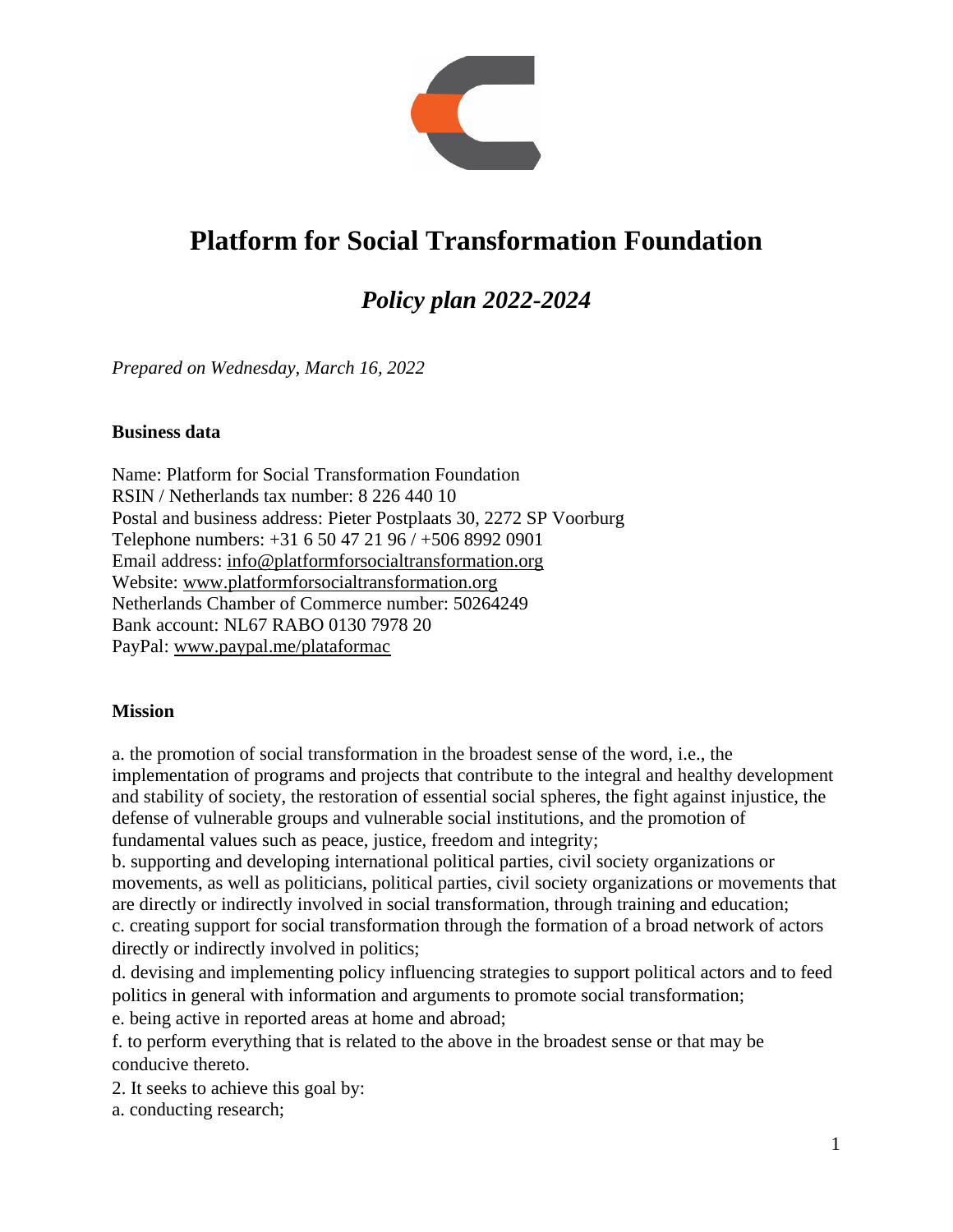# Platform for Social Transformation Foundation

## *Policy plan 2022-2024*

*Prepared on Wednesday, March 16, 2022*

**Business data**

Name: Platform for Social Transformation Foundation
RSIN / Netherlands tax number: 8 226 440 10
Postal and business address: Pieter Postplaats 30, 2272 SP Voorburg
Telephone numbers: +31 6 50 47 21 96 / +506 8992 0901
Email address: info@platformforsocialtransformation.org
Website: www.platformforsocialtransformation.org
Netherlands Chamber of Commerce number: 50264249
Bank account: NL67 RABO 0130 7978 20
PayPal: www.paypal.me/plataformac

**Mission**

a. the promotion of social transformation in the broadest sense of the word, i.e., the implementation of programs and projects that contribute to the integral and healthy development and stability of society, the restoration of essential social spheres, the fight against injustice, the defense of vulnerable groups and vulnerable social institutions, and the promotion of fundamental values such as peace, justice, freedom and integrity;
b. supporting and developing international political parties, civil society organizations or movements, as well as politicians, political parties, civil society organizations or movements that are directly or indirectly involved in social transformation, through training and education;
c. creating support for social transformation through the formation of a broad network of actors directly or indirectly involved in politics;
d. devising and implementing policy influencing strategies to support political actors and to feed politics in general with information and arguments to promote social transformation;
e. being active in reported areas at home and abroad;
f. to perform everything that is related to the above in the broadest sense or that may be conducive thereto.

2. It seeks to achieve this goal by:
a. conducting research;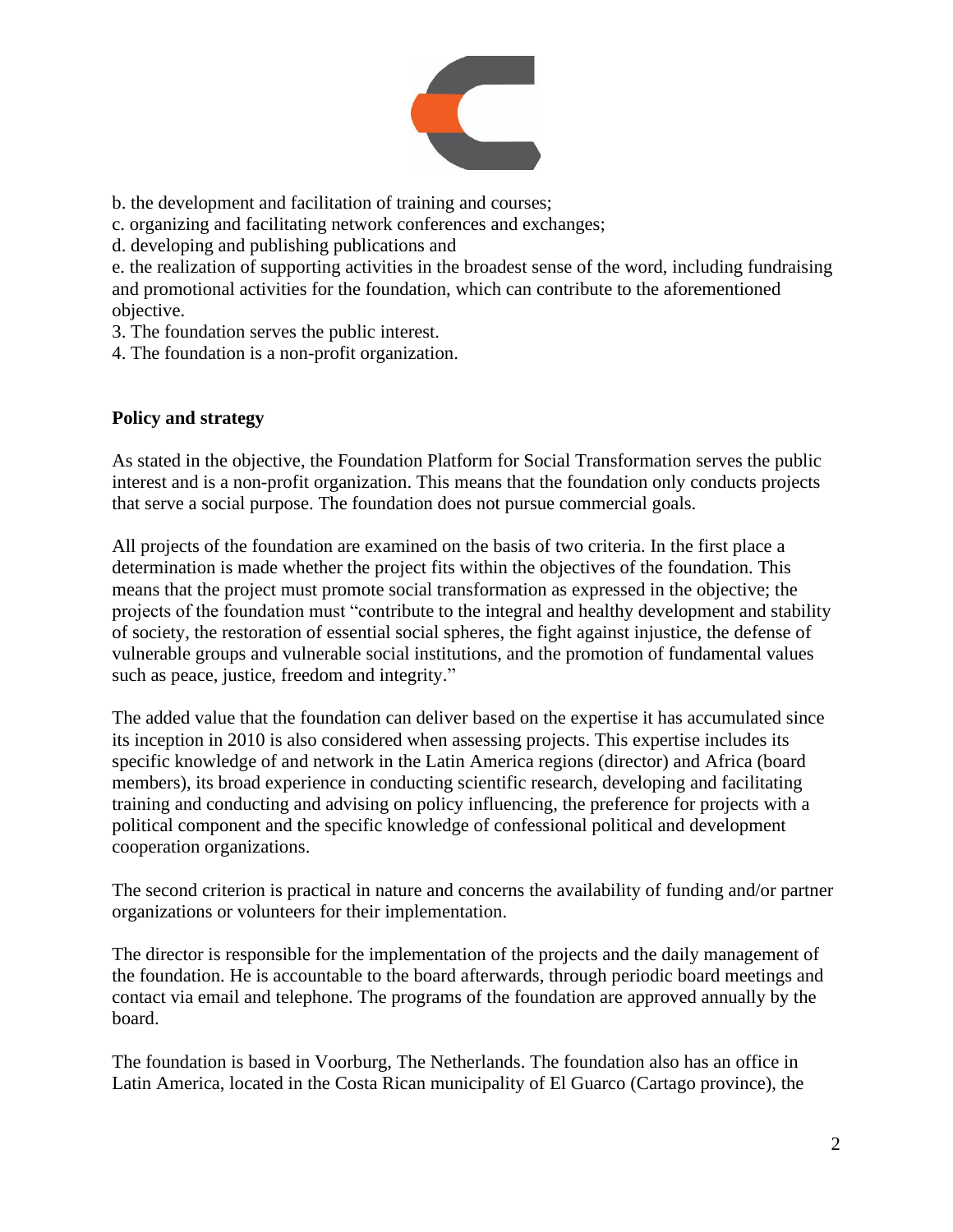b. the development and facilitation of training and courses;
c. organizing and facilitating network conferences and exchanges;
d. developing and publishing publications and
e. the realization of supporting activities in the broadest sense of the word, including fundraising and promotional activities for the foundation, which can contribute to the aforementioned objective.
3. The foundation serves the public interest.
4. The foundation is a non-profit organization.

**Policy and strategy**

As stated in the objective, the Foundation Platform for Social Transformation serves the public interest and is a non-profit organization. This means that the foundation only conducts projects that serve a social purpose. The foundation does not pursue commercial goals.

All projects of the foundation are examined on the basis of two criteria. In the first place a determination is made whether the project fits within the objectives of the foundation. This means that the project must promote social transformation as expressed in the objective; the projects of the foundation must "contribute to the integral and healthy development and stability of society, the restoration of essential social spheres, the fight against injustice, the defense of vulnerable groups and vulnerable social institutions, and the promotion of fundamental values such as peace, justice, freedom and integrity."

The added value that the foundation can deliver based on the expertise it has accumulated since its inception in 2010 is also considered when assessing projects. This expertise includes its specific knowledge of and network in the Latin America regions (director) and Africa (board members), its broad experience in conducting scientific research, developing and facilitating training and conducting and advising on policy influencing, the preference for projects with a political component and the specific knowledge of confessional political and development cooperation organizations.

The second criterion is practical in nature and concerns the availability of funding and/or partner organizations or volunteers for their implementation.

The director is responsible for the implementation of the projects and the daily management of the foundation. He is accountable to the board afterwards, through periodic board meetings and contact via email and telephone. The programs of the foundation are approved annually by the board.

The foundation is based in Voorburg, The Netherlands. The foundation also has an office in Latin America, located in the Costa Rican municipality of El Guarco (Cartago province), the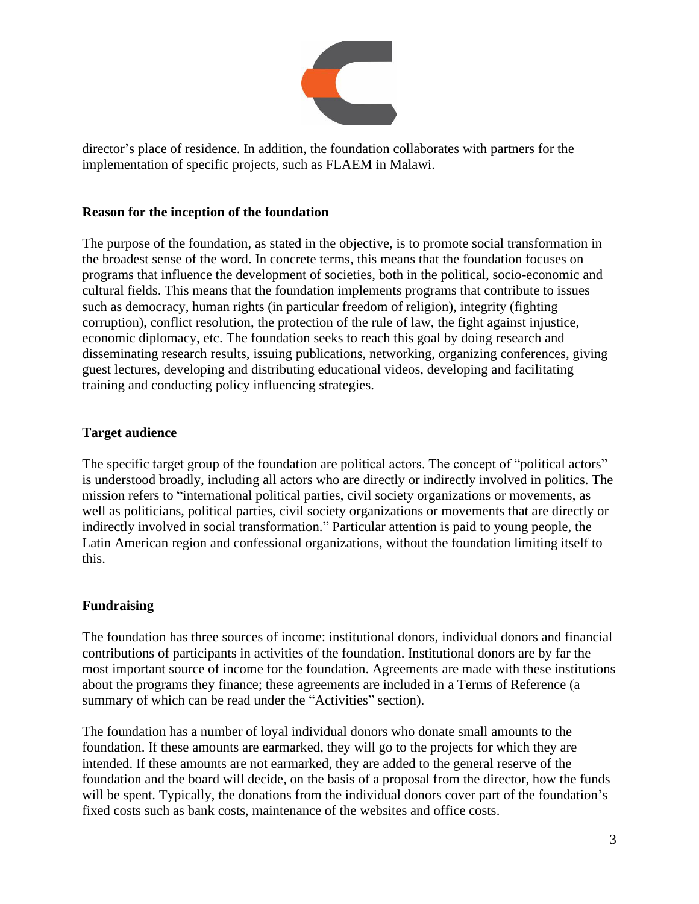director's place of residence. In addition, the foundation collaborates with partners for the implementation of specific projects, such as FLAEM in Malawi.

## Reason for the inception of the foundation

The purpose of the foundation, as stated in the objective, is to promote social transformation in the broadest sense of the word. In concrete terms, this means that the foundation focuses on programs that influence the development of societies, both in the political, socio-economic and cultural fields. This means that the foundation implements programs that contribute to issues such as democracy, human rights (in particular freedom of religion), integrity (fighting corruption), conflict resolution, the protection of the rule of law, the fight against injustice, economic diplomacy, etc. The foundation seeks to reach this goal by doing research and disseminating research results, issuing publications, networking, organizing conferences, giving guest lectures, developing and distributing educational videos, developing and facilitating training and conducting policy influencing strategies.

## Target audience

The specific target group of the foundation are political actors. The concept of "political actors" is understood broadly, including all actors who are directly or indirectly involved in politics. The mission refers to "international political parties, civil society organizations or movements, as well as politicians, political parties, civil society organizations or movements that are directly or indirectly involved in social transformation." Particular attention is paid to young people, the Latin American region and confessional organizations, without the foundation limiting itself to this.

## Fundraising

The foundation has three sources of income: institutional donors, individual donors and financial contributions of participants in activities of the foundation. Institutional donors are by far the most important source of income for the foundation. Agreements are made with these institutions about the programs they finance; these agreements are included in a Terms of Reference (a summary of which can be read under the "Activities" section).

The foundation has a number of loyal individual donors who donate small amounts to the foundation. If these amounts are earmarked, they will go to the projects for which they are intended. If these amounts are not earmarked, they are added to the general reserve of the foundation and the board will decide, on the basis of a proposal from the director, how the funds will be spent. Typically, the donations from the individual donors cover part of the foundation's fixed costs such as bank costs, maintenance of the websites and office costs.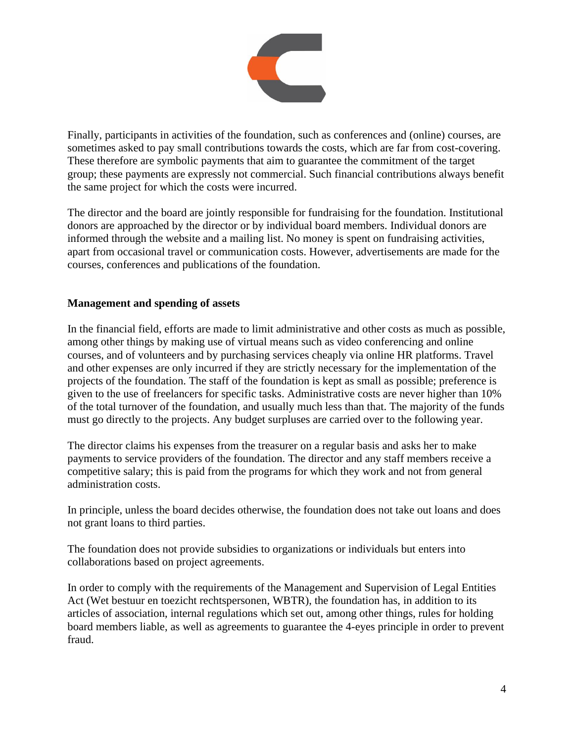Finally, participants in activities of the foundation, such as conferences and (online) courses, are sometimes asked to pay small contributions towards the costs, which are far from cost-covering. These therefore are symbolic payments that aim to guarantee the commitment of the target group; these payments are expressly not commercial. Such financial contributions always benefit the same project for which the costs were incurred.

The director and the board are jointly responsible for fundraising for the foundation. Institutional donors are approached by the director or by individual board members. Individual donors are informed through the website and a mailing list. No money is spent on fundraising activities, apart from occasional travel or communication costs. However, advertisements are made for the courses, conferences and publications of the foundation.

**Management and spending of assets**

In the financial field, efforts are made to limit administrative and other costs as much as possible, among other things by making use of virtual means such as video conferencing and online courses, and of volunteers and by purchasing services cheaply via online HR platforms. Travel and other expenses are only incurred if they are strictly necessary for the implementation of the projects of the foundation. The staff of the foundation is kept as small as possible; preference is given to the use of freelancers for specific tasks. Administrative costs are never higher than 10% of the total turnover of the foundation, and usually much less than that. The majority of the funds must go directly to the projects. Any budget surpluses are carried over to the following year.

The director claims his expenses from the treasurer on a regular basis and asks her to make payments to service providers of the foundation. The director and any staff members receive a competitive salary; this is paid from the programs for which they work and not from general administration costs.

In principle, unless the board decides otherwise, the foundation does not take out loans and does not grant loans to third parties.

The foundation does not provide subsidies to organizations or individuals but enters into collaborations based on project agreements.

In order to comply with the requirements of the Management and Supervision of Legal Entities Act (Wet bestuur en toezicht rechtspersonen, WBTR), the foundation has, in addition to its articles of association, internal regulations which set out, among other things, rules for holding board members liable, as well as agreements to guarantee the 4-eyes principle in order to prevent fraud.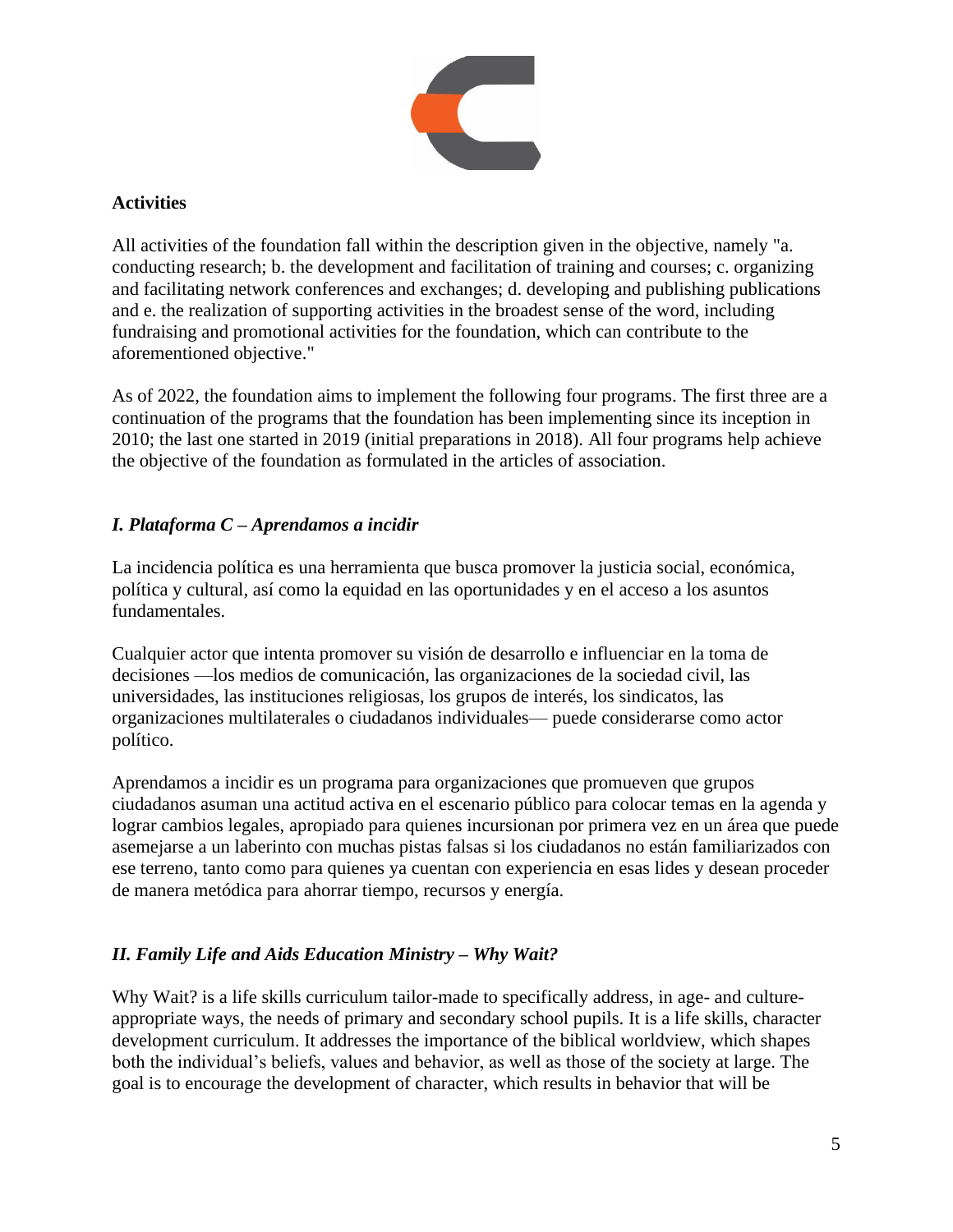**Activities**

All activities of the foundation fall within the description given in the objective, namely "a. conducting research; b. the development and facilitation of training and courses; c. organizing and facilitating network conferences and exchanges; d. developing and publishing publications and e. the realization of supporting activities in the broadest sense of the word, including fundraising and promotional activities for the foundation, which can contribute to the aforementioned objective."

As of 2022, the foundation aims to implement the following four programs. The first three are a continuation of the programs that the foundation has been implementing since its inception in 2010; the last one started in 2019 (initial preparations in 2018). All four programs help achieve the objective of the foundation as formulated in the articles of association.

### *I. Plataforma C – Aprendamos a incidir*

La incidencia política es una herramienta que busca promover la justicia social, económica, política y cultural, así como la equidad en las oportunidades y en el acceso a los asuntos fundamentales.

Cualquier actor que intenta promover su visión de desarrollo e influenciar en la toma de decisiones —los medios de comunicación, las organizaciones de la sociedad civil, las universidades, las instituciones religiosas, los grupos de interés, los sindicatos, las organizaciones multilaterales o ciudadanos individuales— puede considerarse como actor político.

Aprendamos a incidir es un programa para organizaciones que promueven que grupos ciudadanos asuman una actitud activa en el escenario público para colocar temas en la agenda y lograr cambios legales, apropiado para quienes incursionan por primera vez en un área que puede asemejarse a un laberinto con muchas pistas falsas si los ciudadanos no están familiarizados con ese terreno, tanto como para quienes ya cuentan con experiencia en esas lides y desean proceder de manera metódica para ahorrar tiempo, recursos y energía.

### *II. Family Life and Aids Education Ministry – Why Wait?*

Why Wait? is a life skills curriculum tailor-made to specifically address, in age- and culture-appropriate ways, the needs of primary and secondary school pupils. It is a life skills, character development curriculum. It addresses the importance of the biblical worldview, which shapes both the individual's beliefs, values and behavior, as well as those of the society at large. The goal is to encourage the development of character, which results in behavior that will be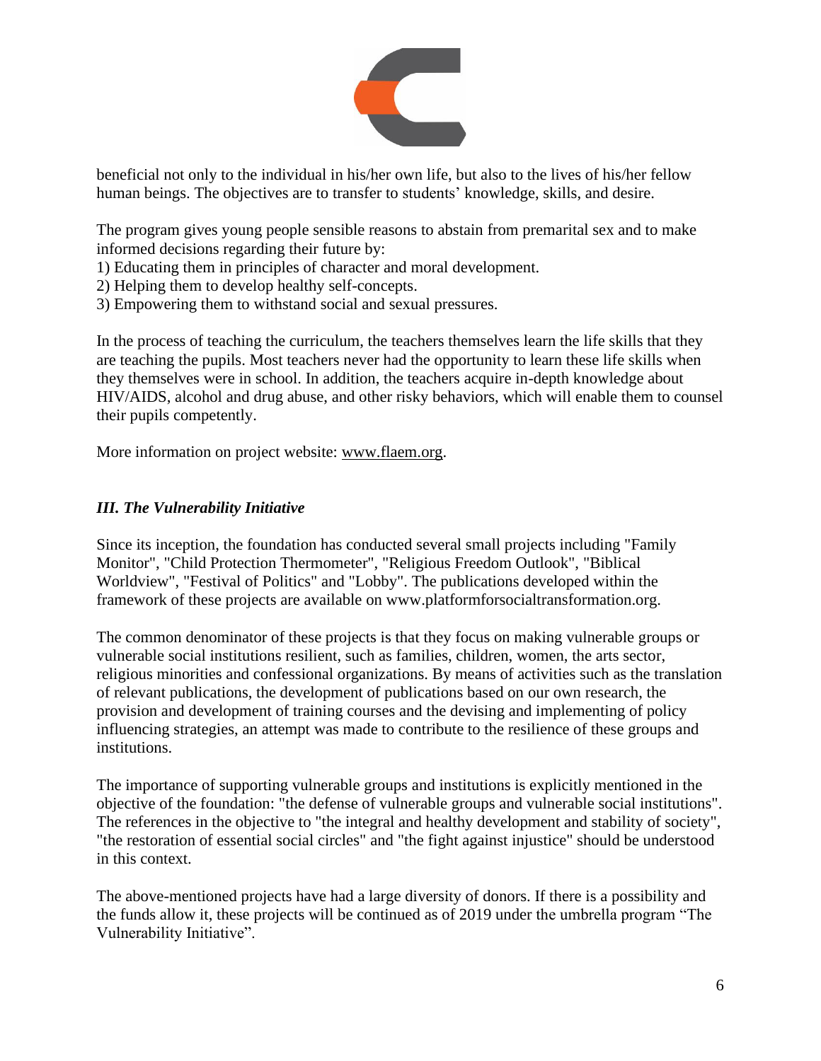beneficial not only to the individual in his/her own life, but also to the lives of his/her fellow human beings. The objectives are to transfer to students' knowledge, skills, and desire.

The program gives young people sensible reasons to abstain from premarital sex and to make informed decisions regarding their future by:

1) Educating them in principles of character and moral development.
2) Helping them to develop healthy self-concepts.
3) Empowering them to withstand social and sexual pressures.

In the process of teaching the curriculum, the teachers themselves learn the life skills that they are teaching the pupils. Most teachers never had the opportunity to learn these life skills when they themselves were in school. In addition, the teachers acquire in-depth knowledge about HIV/AIDS, alcohol and drug abuse, and other risky behaviors, which will enable them to counsel their pupils competently.

More information on project website: www.flaem.org.

### *III. The Vulnerability Initiative*

Since its inception, the foundation has conducted several small projects including "Family Monitor", "Child Protection Thermometer", "Religious Freedom Outlook", "Biblical Worldview", "Festival of Politics" and "Lobby". The publications developed within the framework of these projects are available on www.platformforsocialtransformation.org.

The common denominator of these projects is that they focus on making vulnerable groups or vulnerable social institutions resilient, such as families, children, women, the arts sector, religious minorities and confessional organizations. By means of activities such as the translation of relevant publications, the development of publications based on our own research, the provision and development of training courses and the devising and implementing of policy influencing strategies, an attempt was made to contribute to the resilience of these groups and institutions.

The importance of supporting vulnerable groups and institutions is explicitly mentioned in the objective of the foundation: "the defense of vulnerable groups and vulnerable social institutions". The references in the objective to "the integral and healthy development and stability of society", "the restoration of essential social circles" and "the fight against injustice" should be understood in this context.

The above-mentioned projects have had a large diversity of donors. If there is a possibility and the funds allow it, these projects will be continued as of 2019 under the umbrella program "The Vulnerability Initiative".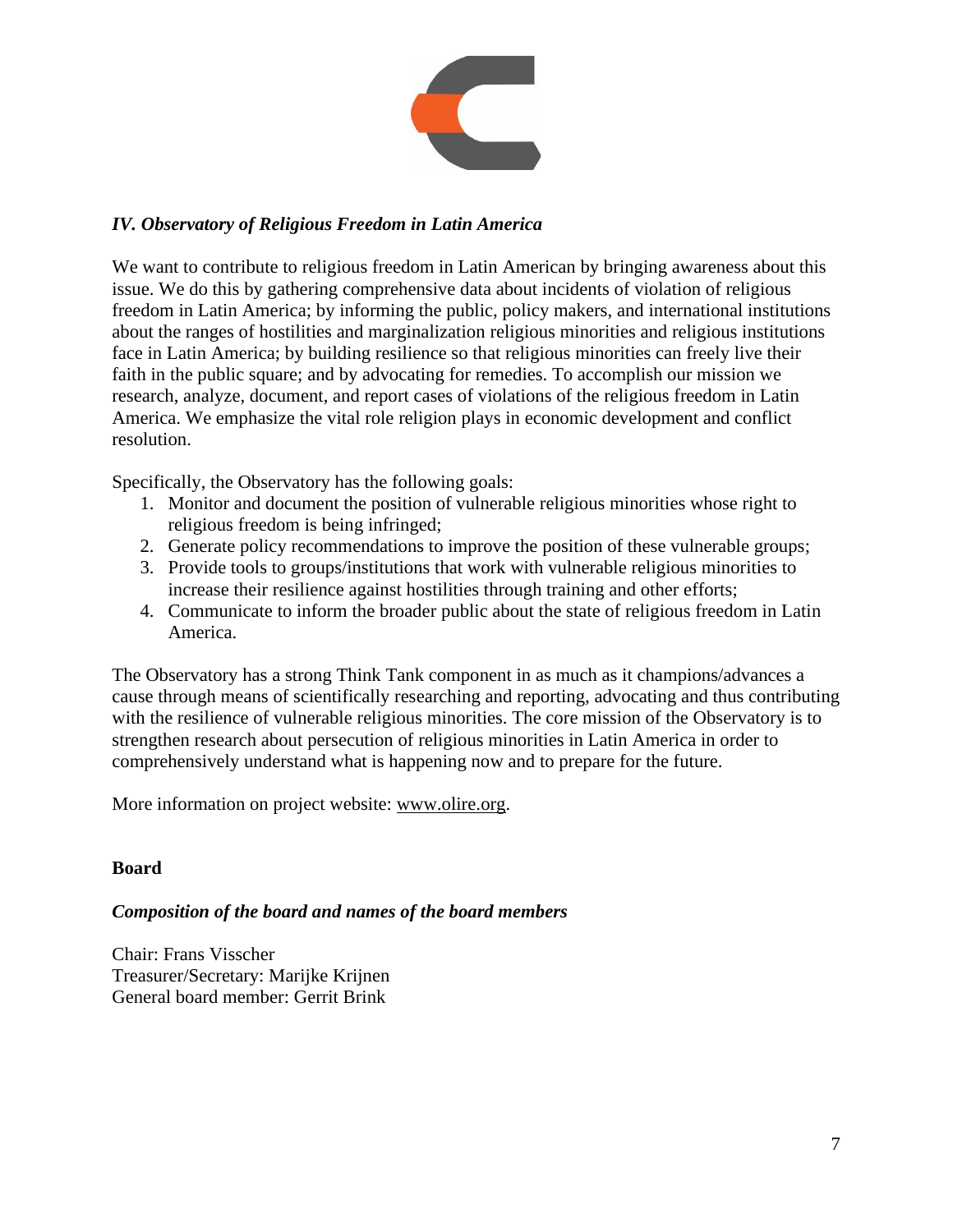### *IV. Observatory of Religious Freedom in Latin America*

We want to contribute to religious freedom in Latin American by bringing awareness about this issue. We do this by gathering comprehensive data about incidents of violation of religious freedom in Latin America; by informing the public, policy makers, and international institutions about the ranges of hostilities and marginalization religious minorities and religious institutions face in Latin America; by building resilience so that religious minorities can freely live their faith in the public square; and by advocating for remedies. To accomplish our mission we research, analyze, document, and report cases of violations of the religious freedom in Latin America. We emphasize the vital role religion plays in economic development and conflict resolution.

Specifically, the Observatory has the following goals:

1. Monitor and document the position of vulnerable religious minorities whose right to religious freedom is being infringed;
2. Generate policy recommendations to improve the position of these vulnerable groups;
3. Provide tools to groups/institutions that work with vulnerable religious minorities to increase their resilience against hostilities through training and other efforts;
4. Communicate to inform the broader public about the state of religious freedom in Latin America.

The Observatory has a strong Think Tank component in as much as it champions/advances a cause through means of scientifically researching and reporting, advocating and thus contributing with the resilience of vulnerable religious minorities. The core mission of the Observatory is to strengthen research about persecution of religious minorities in Latin America in order to comprehensively understand what is happening now and to prepare for the future.

More information on project website: www.olire.org.

**Board**

***Composition of the board and names of the board members***

Chair: Frans Visscher
Treasurer/Secretary: Marijke Krijnen
General board member: Gerrit Brink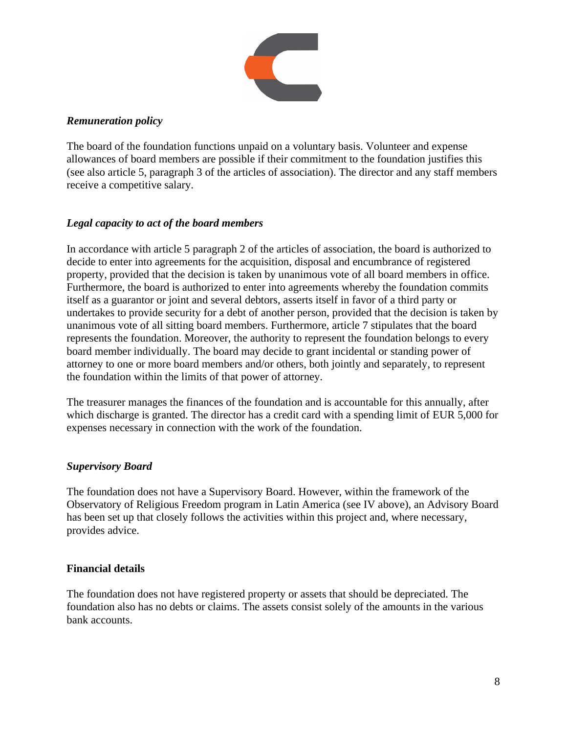***Remuneration policy***

The board of the foundation functions unpaid on a voluntary basis. Volunteer and expense allowances of board members are possible if their commitment to the foundation justifies this (see also article 5, paragraph 3 of the articles of association). The director and any staff members receive a competitive salary.

***Legal capacity to act of the board members***

In accordance with article 5 paragraph 2 of the articles of association, the board is authorized to decide to enter into agreements for the acquisition, disposal and encumbrance of registered property, provided that the decision is taken by unanimous vote of all board members in office. Furthermore, the board is authorized to enter into agreements whereby the foundation commits itself as a guarantor or joint and several debtors, asserts itself in favor of a third party or undertakes to provide security for a debt of another person, provided that the decision is taken by unanimous vote of all sitting board members. Furthermore, article 7 stipulates that the board represents the foundation. Moreover, the authority to represent the foundation belongs to every board member individually. The board may decide to grant incidental or standing power of attorney to one or more board members and/or others, both jointly and separately, to represent the foundation within the limits of that power of attorney.

The treasurer manages the finances of the foundation and is accountable for this annually, after which discharge is granted. The director has a credit card with a spending limit of EUR 5,000 for expenses necessary in connection with the work of the foundation.

***Supervisory Board***

The foundation does not have a Supervisory Board. However, within the framework of the Observatory of Religious Freedom program in Latin America (see IV above), an Advisory Board has been set up that closely follows the activities within this project and, where necessary, provides advice.

**Financial details**

The foundation does not have registered property or assets that should be depreciated. The foundation also has no debts or claims. The assets consist solely of the amounts in the various bank accounts.